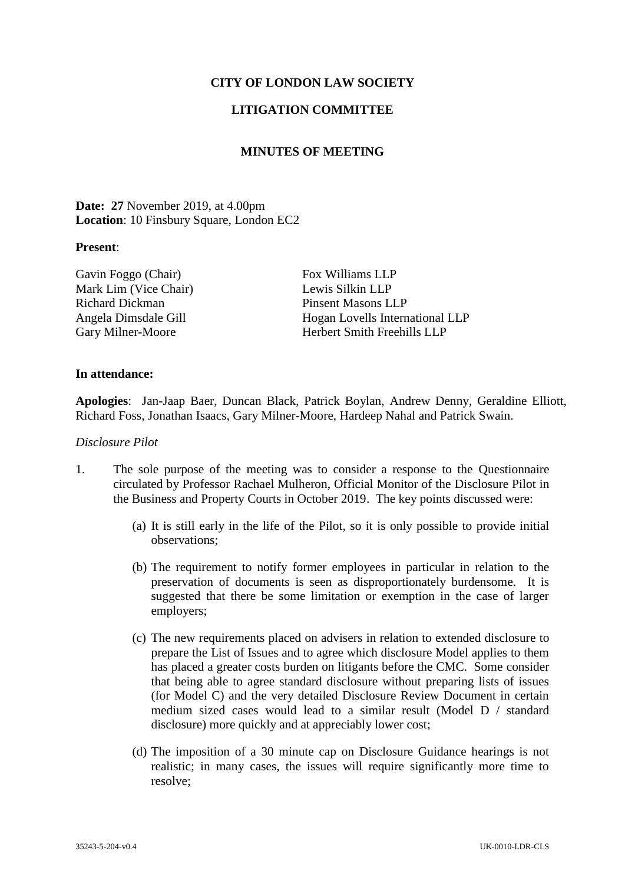**CITY OF LONDON LAW SOCIETY**

**LITIGATION COMMITTEE**

**MINUTES OF MEETING**

**Date: 27** November 2019, at 4.00pm
**Location**: 10 Finsbury Square, London EC2

**Present**:

| | |
|---|---|
| Gavin Foggo (Chair) | Fox Williams LLP |
| Mark Lim (Vice Chair) | Lewis Silkin LLP |
| Richard Dickman | Pinsent Masons LLP |
| Angela Dimsdale Gill | Hogan Lovells International LLP |
| Gary Milner-Moore | Herbert Smith Freehills LLP |

**In attendance:**

**Apologies**: Jan-Jaap Baer, Duncan Black, Patrick Boylan, Andrew Denny, Geraldine Elliott, Richard Foss, Jonathan Isaacs, Gary Milner-Moore, Hardeep Nahal and Patrick Swain.

*Disclosure Pilot*

1. The sole purpose of the meeting was to consider a response to the Questionnaire circulated by Professor Rachael Mulheron, Official Monitor of the Disclosure Pilot in the Business and Property Courts in October 2019. The key points discussed were:

   (a) It is still early in the life of the Pilot, so it is only possible to provide initial observations;

   (b) The requirement to notify former employees in particular in relation to the preservation of documents is seen as disproportionately burdensome. It is suggested that there be some limitation or exemption in the case of larger employers;

   (c) The new requirements placed on advisers in relation to extended disclosure to prepare the List of Issues and to agree which disclosure Model applies to them has placed a greater costs burden on litigants before the CMC. Some consider that being able to agree standard disclosure without preparing lists of issues (for Model C) and the very detailed Disclosure Review Document in certain medium sized cases would lead to a similar result (Model D / standard disclosure) more quickly and at appreciably lower cost;

   (d) The imposition of a 30 minute cap on Disclosure Guidance hearings is not realistic; in many cases, the issues will require significantly more time to resolve;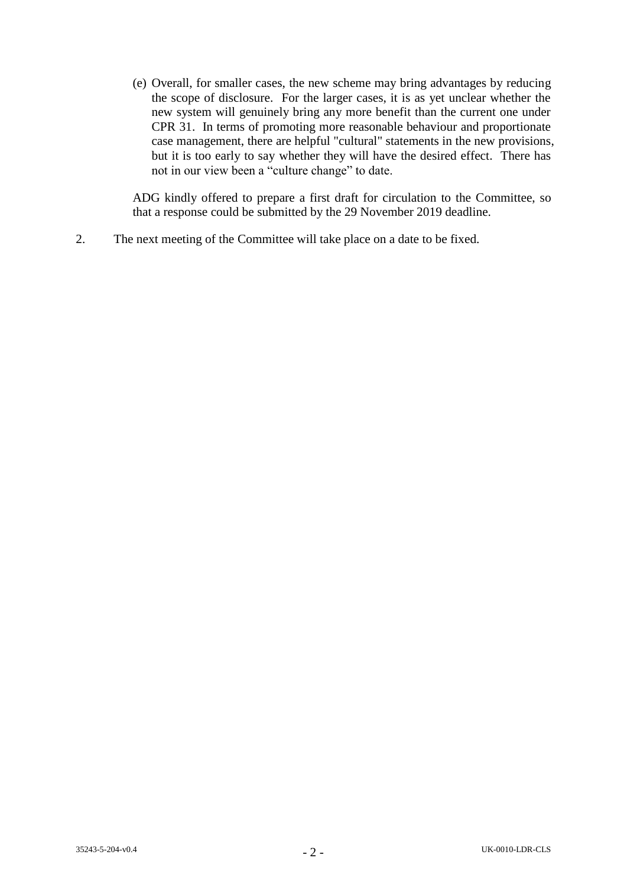(e) Overall, for smaller cases, the new scheme may bring advantages by reducing the scope of disclosure. For the larger cases, it is as yet unclear whether the new system will genuinely bring any more benefit than the current one under CPR 31. In terms of promoting more reasonable behaviour and proportionate case management, there are helpful "cultural" statements in the new provisions, but it is too early to say whether they will have the desired effect. There has not in our view been a "culture change" to date.

ADG kindly offered to prepare a first draft for circulation to the Committee, so that a response could be submitted by the 29 November 2019 deadline.

2. The next meeting of the Committee will take place on a date to be fixed.